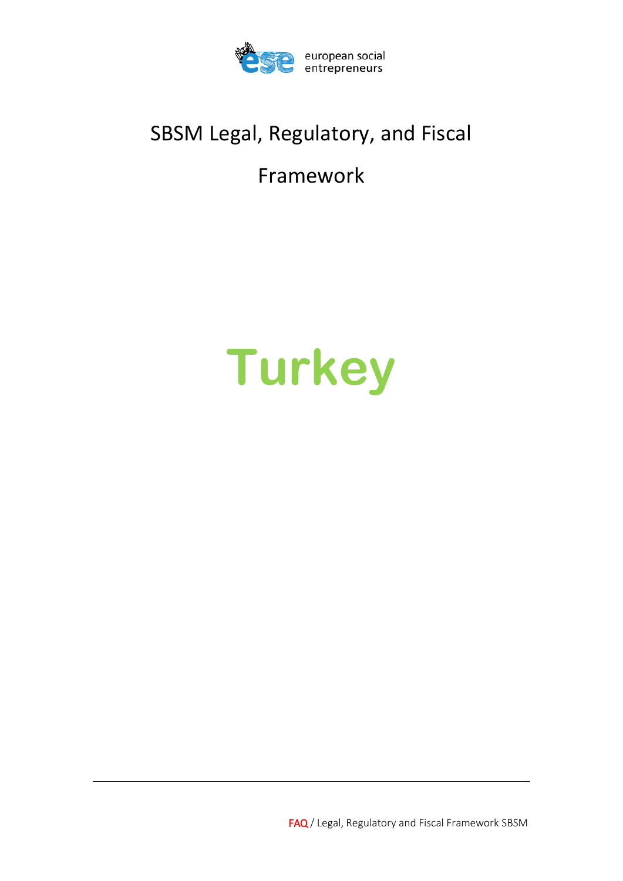european social entrepreneurs

# SBSM Legal, Regulatory, and Fiscal Framework

# Turkey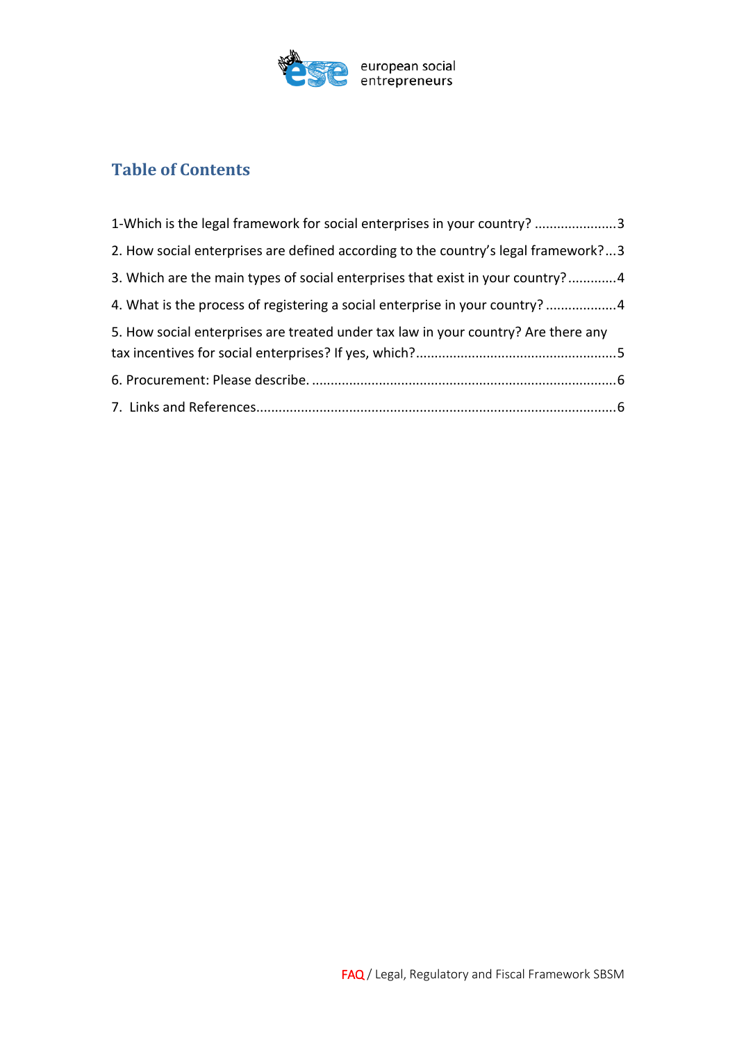## Table of Contents

1-Which is the legal framework for social enterprises in your country? ......................3

2. How social enterprises are defined according to the country's legal framework?...3

3. Which are the main types of social enterprises that exist in your country?.............4

4. What is the process of registering a social enterprise in your country? ...................4

5. How social enterprises are treated under tax law in your country? Are there any tax incentives for social enterprises? If yes, which?......................................................5

6. Procurement: Please describe. .................................................................................6

7. Links and References................................................................................................6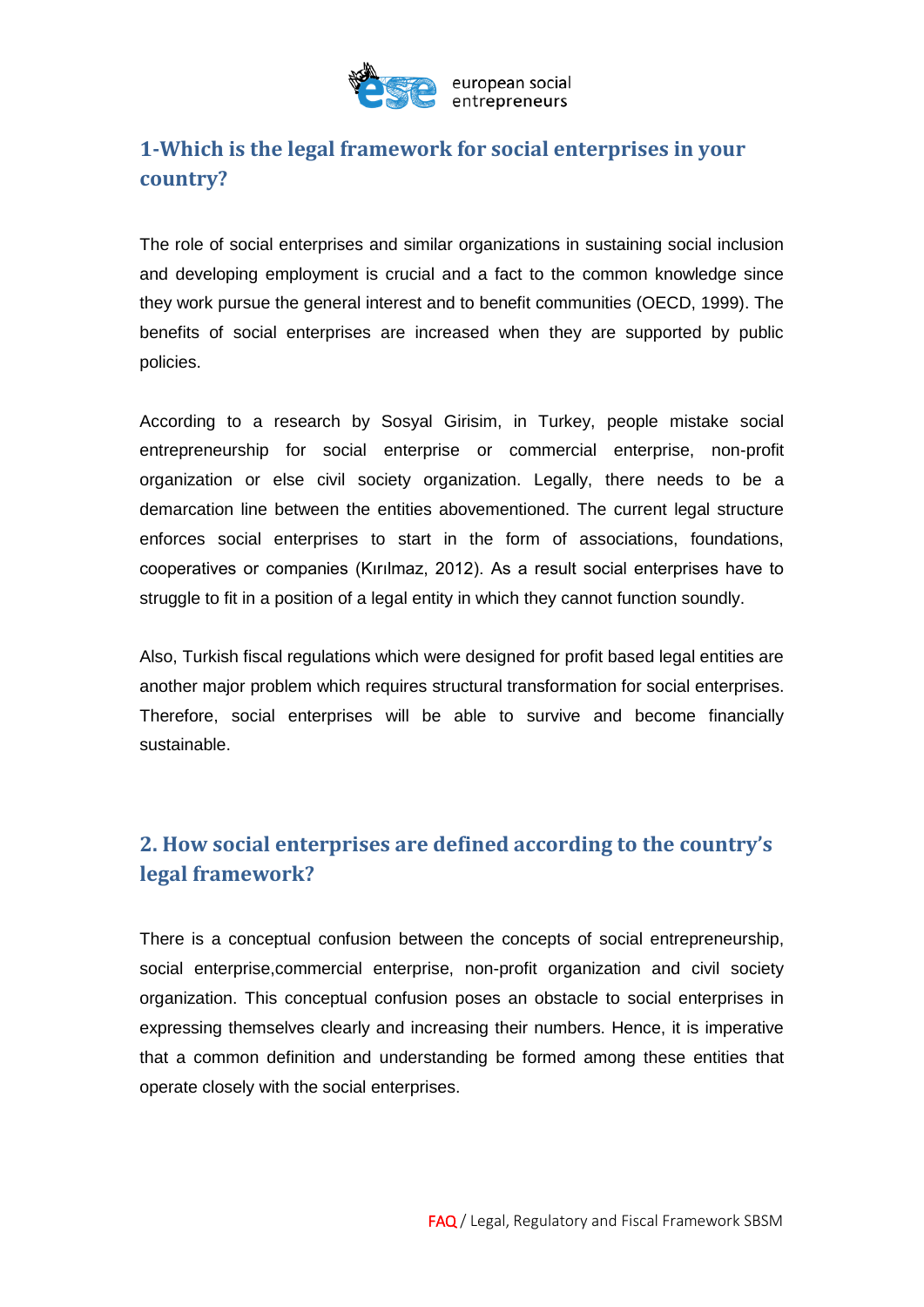## 1-Which is the legal framework for social enterprises in your country?

The role of social enterprises and similar organizations in sustaining social inclusion and developing employment is crucial and a fact to the common knowledge since they work pursue the general interest and to benefit communities (OECD, 1999). The benefits of social enterprises are increased when they are supported by public policies.

According to a research by Sosyal Girisim, in Turkey, people mistake social entrepreneurship for social enterprise or commercial enterprise, non-profit organization or else civil society organization. Legally, there needs to be a demarcation line between the entities abovementioned. The current legal structure enforces social enterprises to start in the form of associations, foundations, cooperatives or companies (Kırılmaz, 2012). As a result social enterprises have to struggle to fit in a position of a legal entity in which they cannot function soundly.

Also, Turkish fiscal regulations which were designed for profit based legal entities are another major problem which requires structural transformation for social enterprises. Therefore, social enterprises will be able to survive and become financially sustainable.

## 2. How social enterprises are defined according to the country's legal framework?

There is a conceptual confusion between the concepts of social entrepreneurship, social enterprise,commercial enterprise, non-profit organization and civil society organization. This conceptual confusion poses an obstacle to social enterprises in expressing themselves clearly and increasing their numbers. Hence, it is imperative that a common definition and understanding be formed among these entities that operate closely with the social enterprises.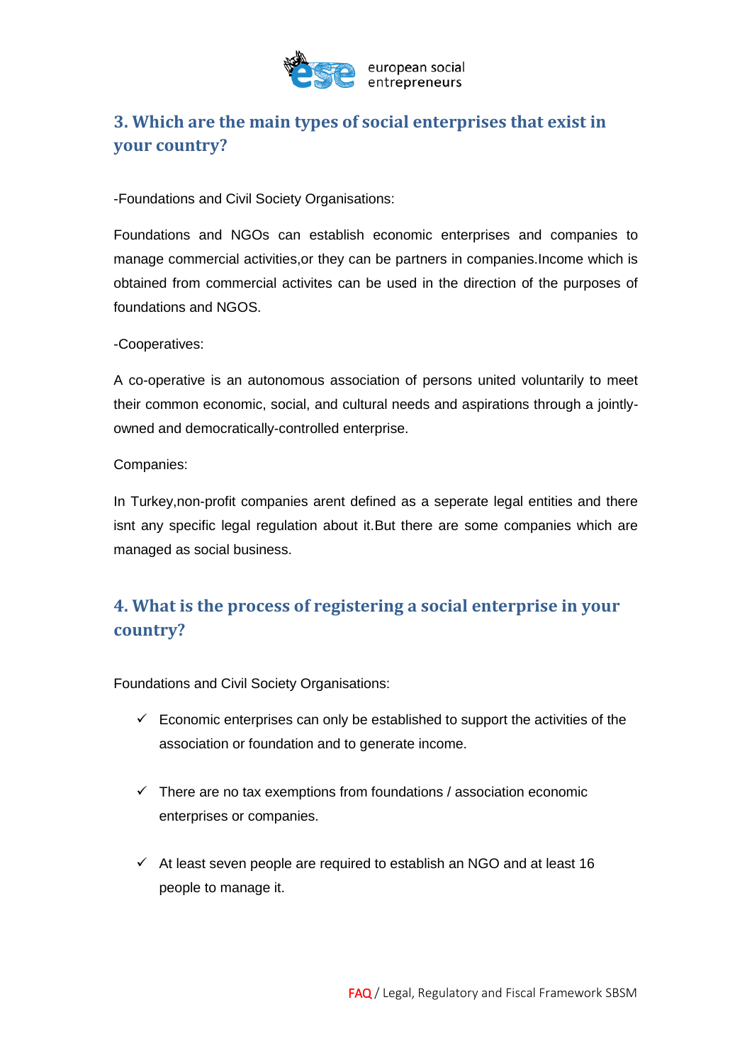## 3. Which are the main types of social enterprises that exist in your country?

-Foundations and Civil Society Organisations:

Foundations and NGOs can establish economic enterprises and companies to manage commercial activities,or they can be partners in companies.Income which is obtained from commercial activites can be used in the direction of the purposes of foundations and NGOS.

-Cooperatives:

A co-operative is an autonomous association of persons united voluntarily to meet their common economic, social, and cultural needs and aspirations through a jointly-owned and democratically-controlled enterprise.

Companies:

In Turkey,non-profit companies arent defined as a seperate legal entities and there isnt any specific legal regulation about it.But there are some companies which are managed as social business.

## 4. What is the process of registering a social enterprise in your country?

Foundations and Civil Society Organisations:

- ✓ Economic enterprises can only be established to support the activities of the association or foundation and to generate income.
- ✓ There are no tax exemptions from foundations / association economic enterprises or companies.
- ✓ At least seven people are required to establish an NGO and at least 16 people to manage it.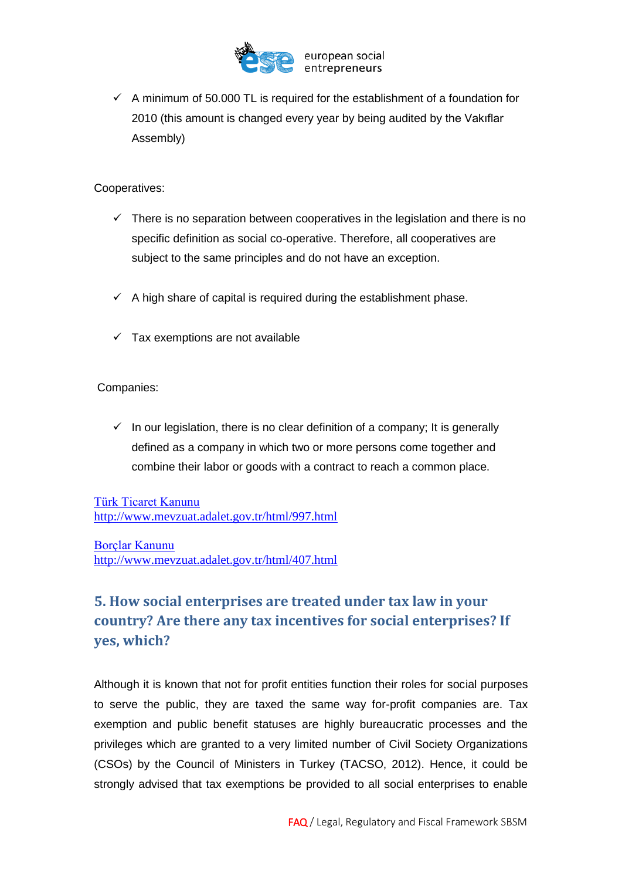- ✓ A minimum of 50.000 TL is required for the establishment of a foundation for 2010 (this amount is changed every year by being audited by the Vakıflar Assembly)

Cooperatives:

- ✓ There is no separation between cooperatives in the legislation and there is no specific definition as social co-operative. Therefore, all cooperatives are subject to the same principles and do not have an exception.

- ✓ A high share of capital is required during the establishment phase.

- ✓ Tax exemptions are not available

Companies:

- ✓ In our legislation, there is no clear definition of a company; It is generally defined as a company in which two or more persons come together and combine their labor or goods with a contract to reach a common place.

[Türk Ticaret Kanunu](http://www.mevzuat.adalet.gov.tr/html/997.html)
http://www.mevzuat.adalet.gov.tr/html/997.html

[Borçlar Kanunu](http://www.mevzuat.adalet.gov.tr/html/407.html)
http://www.mevzuat.adalet.gov.tr/html/407.html

## 5. How social enterprises are treated under tax law in your country? Are there any tax incentives for social enterprises? If yes, which?

Although it is known that not for profit entities function their roles for social purposes to serve the public, they are taxed the same way for-profit companies are. Tax exemption and public benefit statuses are highly bureaucratic processes and the privileges which are granted to a very limited number of Civil Society Organizations (CSOs) by the Council of Ministers in Turkey (TACSO, 2012). Hence, it could be strongly advised that tax exemptions be provided to all social enterprises to enable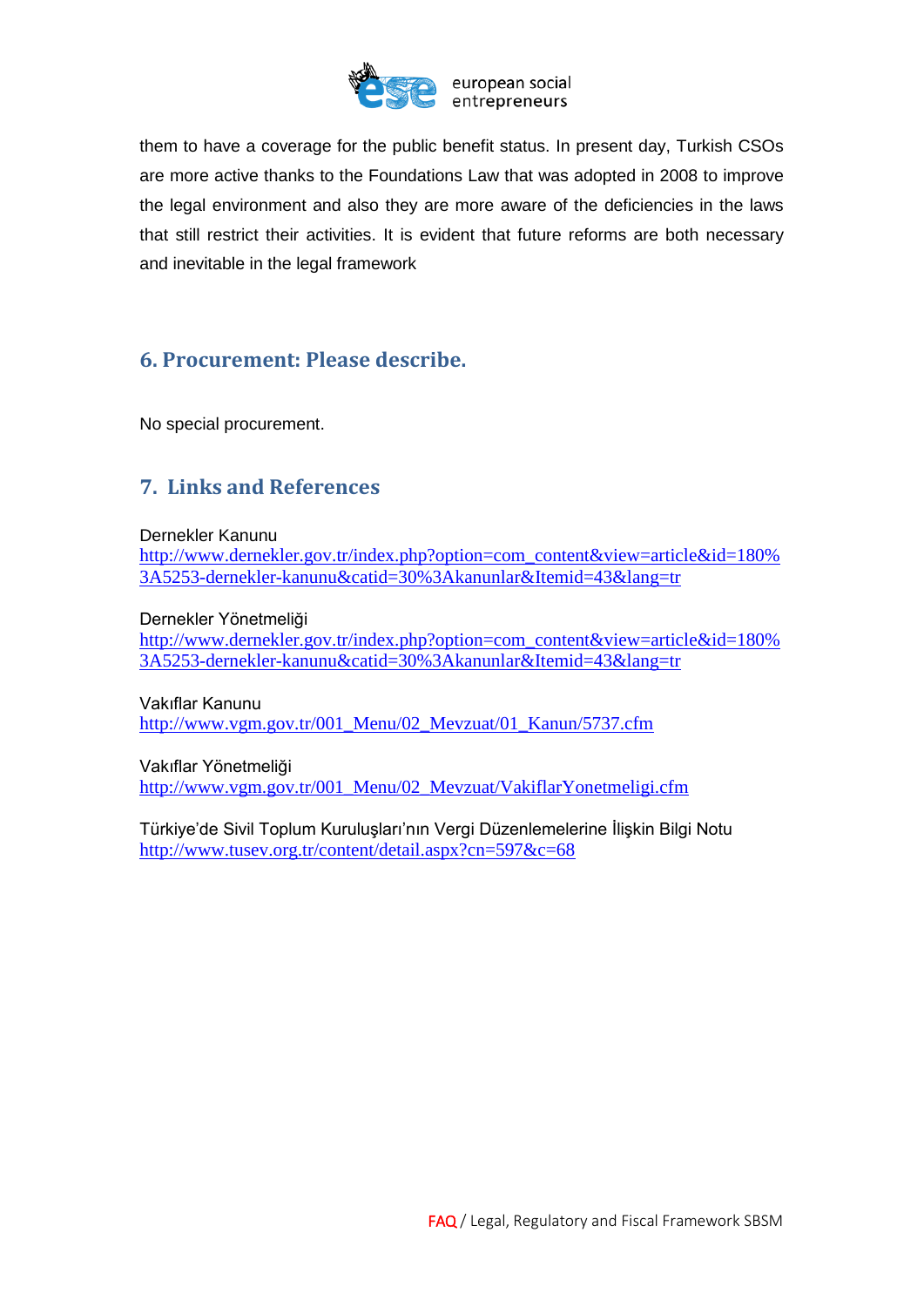them to have a coverage for the public benefit status. In present day, Turkish CSOs are more active thanks to the Foundations Law that was adopted in 2008 to improve the legal environment and also they are more aware of the deficiencies in the laws that still restrict their activities. It is evident that future reforms are both necessary and inevitable in the legal framework

## 6. Procurement: Please describe.

No special procurement.

## 7. Links and References

Dernekler Kanunu
http://www.dernekler.gov.tr/index.php?option=com_content&view=article&id=180%3A5253-dernekler-kanunu&catid=30%3Akanunlar&Itemid=43&lang=tr

Dernekler Yönetmeliği
http://www.dernekler.gov.tr/index.php?option=com_content&view=article&id=180%3A5253-dernekler-kanunu&catid=30%3Akanunlar&Itemid=43&lang=tr

Vakıflar Kanunu
http://www.vgm.gov.tr/001_Menu/02_Mevzuat/01_Kanun/5737.cfm

Vakıflar Yönetmeliği
http://www.vgm.gov.tr/001_Menu/02_Mevzuat/VakiflarYonetmeligi.cfm

Türkiye'de Sivil Toplum Kuruluşları'nın Vergi Düzenlemelerine İlişkin Bilgi Notu
http://www.tusev.org.tr/content/detail.aspx?cn=597&c=68